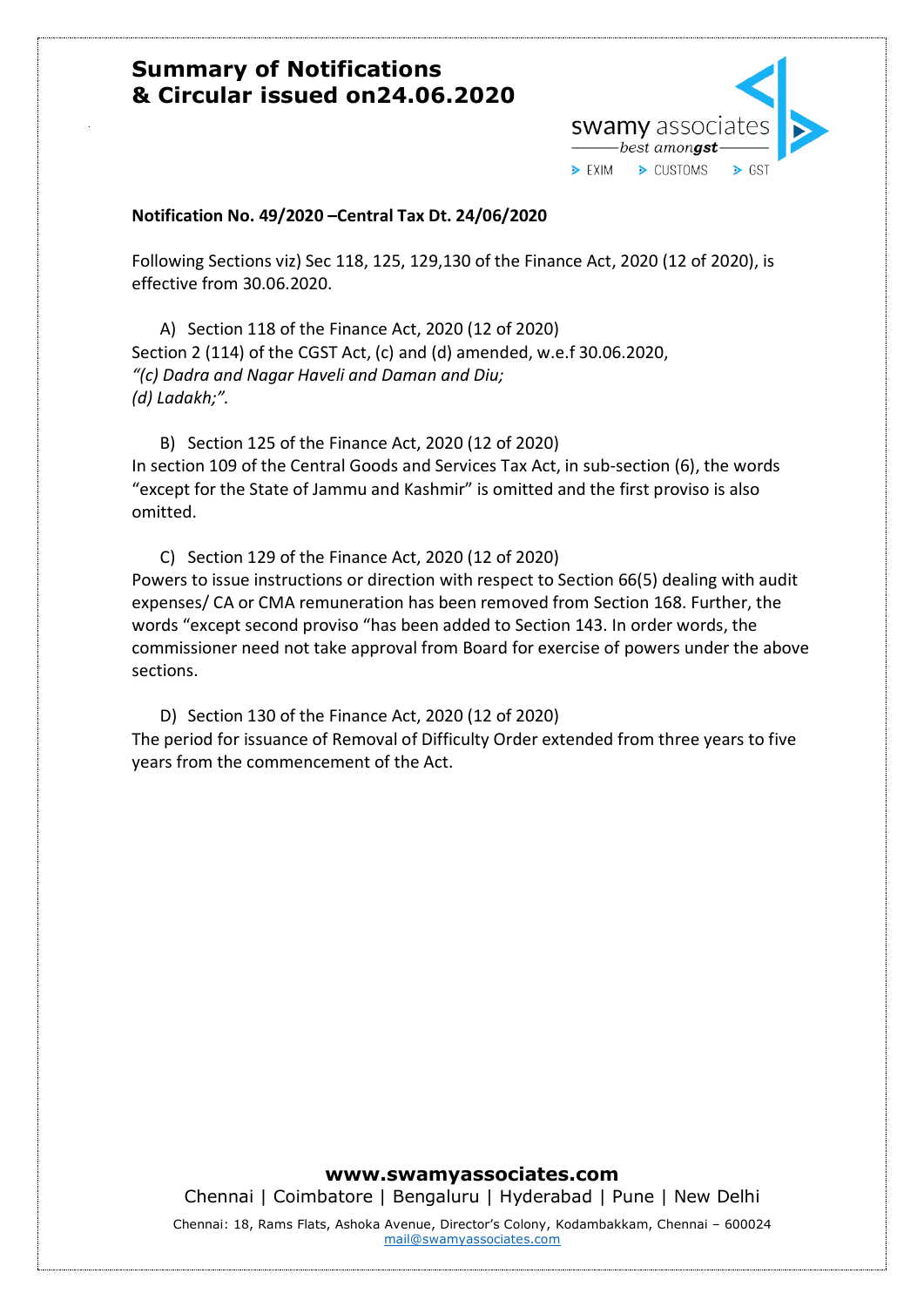# Summary of Notifications & Circular issued on24.06.2020

swamy associates
best amongst
EXIM CUSTOMS GST

**Notification No. 49/2020 –Central Tax Dt. 24/06/2020**

Following Sections viz) Sec 118, 125, 129,130 of the Finance Act, 2020 (12 of 2020), is effective from 30.06.2020.

A) Section 118 of the Finance Act, 2020 (12 of 2020)

Section 2 (114) of the CGST Act, (c) and (d) amended, w.e.f 30.06.2020,
*"(c) Dadra and Nagar Haveli and Daman and Diu;*
*(d) Ladakh;".*

B) Section 125 of the Finance Act, 2020 (12 of 2020)

In section 109 of the Central Goods and Services Tax Act, in sub-section (6), the words "except for the State of Jammu and Kashmir" is omitted and the first proviso is also omitted.

C) Section 129 of the Finance Act, 2020 (12 of 2020)

Powers to issue instructions or direction with respect to Section 66(5) dealing with audit expenses/ CA or CMA remuneration has been removed from Section 168. Further, the words "except second proviso "has been added to Section 143. In order words, the commissioner need not take approval from Board for exercise of powers under the above sections.

D) Section 130 of the Finance Act, 2020 (12 of 2020)

The period for issuance of Removal of Difficulty Order extended from three years to five years from the commencement of the Act.

**www.swamyassociates.com**

Chennai | Coimbatore | Bengaluru | Hyderabad | Pune | New Delhi

Chennai: 18, Rams Flats, Ashoka Avenue, Director's Colony, Kodambakkam, Chennai – 600024
mail@swamyassociates.com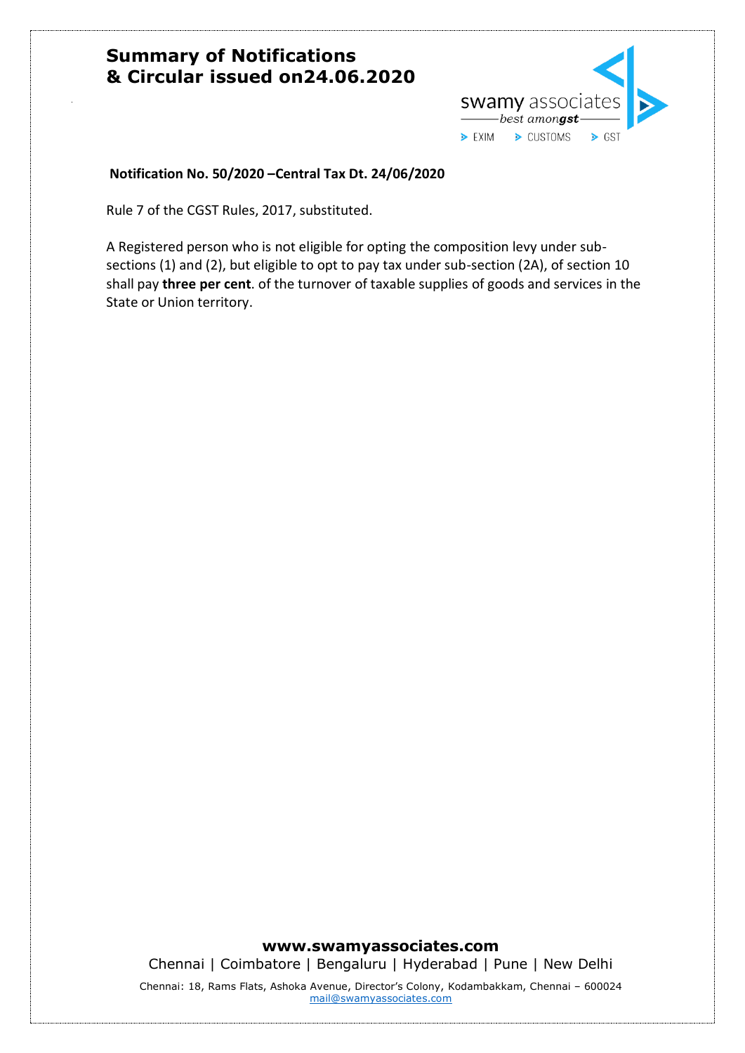# Summary of Notifications & Circular issued on24.06.2020

**Notification No. 50/2020 –Central Tax Dt. 24/06/2020**

Rule 7 of the CGST Rules, 2017, substituted.

A Registered person who is not eligible for opting the composition levy under sub-sections (1) and (2), but eligible to opt to pay tax under sub-section (2A), of section 10 shall pay **three per cent**. of the turnover of taxable supplies of goods and services in the State or Union territory.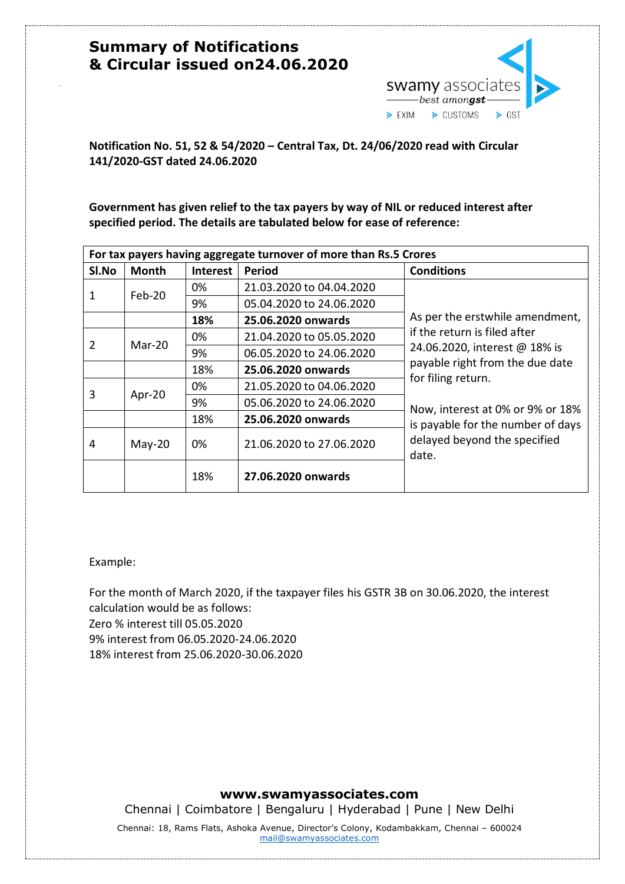# Summary of Notifications & Circular issued on24.06.2020

**Notification No. 51, 52 & 54/2020 – Central Tax, Dt. 24/06/2020 read with Circular 141/2020-GST dated 24.06.2020**

**Government has given relief to the tax payers by way of NIL or reduced interest after specified period. The details are tabulated below for ease of reference:**

| **For tax payers having aggregate turnover of more than Rs.5 Crores** | | | | |
|---|---|---|---|---|
| **Sl.No** | **Month** | **Interest** | **Period** | **Conditions** |
| 1 | Feb-20 | 0% | 21.03.2020 to 04.04.2020 | As per the erstwhile amendment, if the return is filed after 24.06.2020, interest @ 18% is payable right from the due date for filing return.<br><br>Now, interest at 0% or 9% or 18% is payable for the number of days delayed beyond the specified date. |
| | | 9% | 05.04.2020 to 24.06.2020 | |
| | | **18%** | **25.06.2020 onwards** | |
| 2 | Mar-20 | 0% | 21.04.2020 to 05.05.2020 | |
| | | 9% | 06.05.2020 to 24.06.2020 | |
| | | 18% | **25.06.2020 onwards** | |
| 3 | Apr-20 | 0% | 21.05.2020 to 04.06.2020 | |
| | | 9% | 05.06.2020 to 24.06.2020 | |
| | | 18% | **25.06.2020 onwards** | |
| 4 | May-20 | 0% | 21.06.2020 to 27.06.2020 | |
| | | 18% | **27.06.2020 onwards** | |

Example:

For the month of March 2020, if the taxpayer files his GSTR 3B on 30.06.2020, the interest calculation would be as follows:
Zero % interest till 05.05.2020
9% interest from 06.05.2020-24.06.2020
18% interest from 25.06.2020-30.06.2020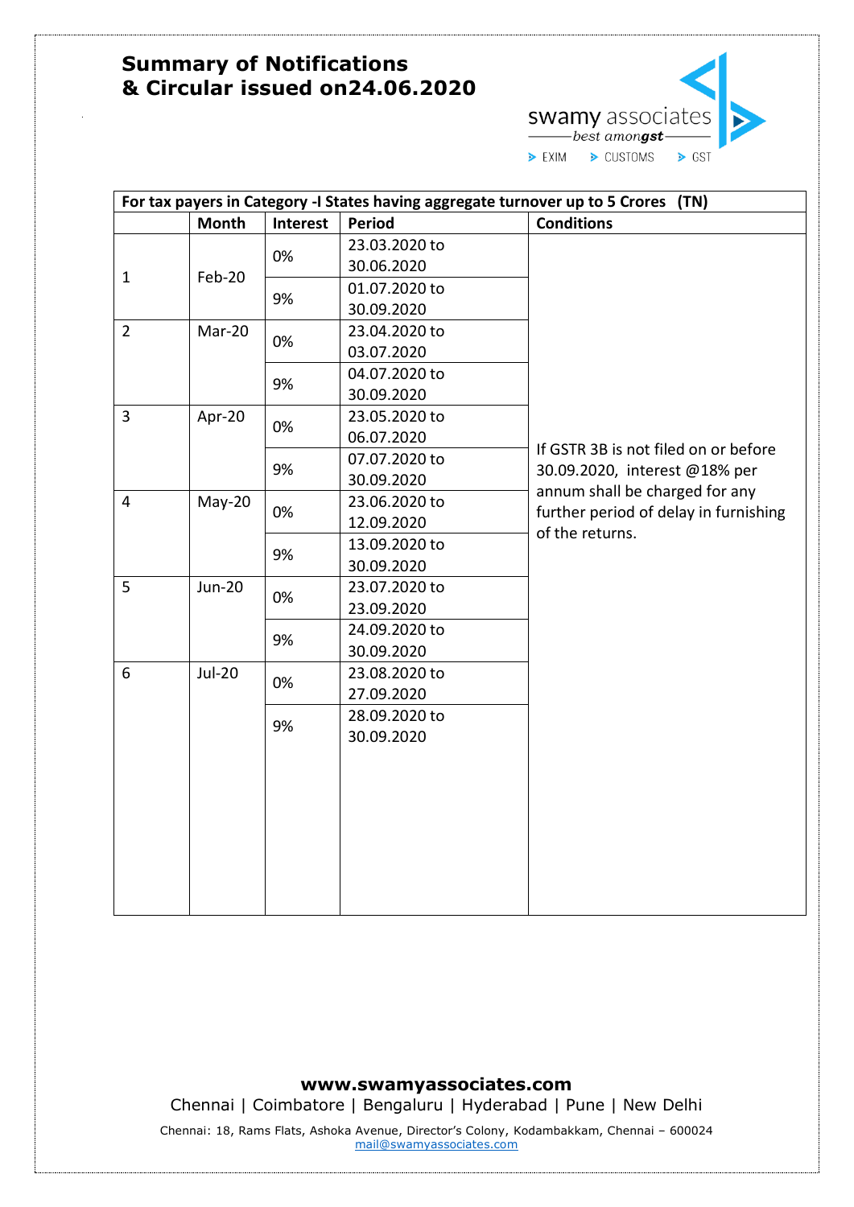# Summary of Notifications & Circular issued on24.06.2020

swamy associates
best amongst
EXIM | CUSTOMS | GST

| For tax payers in Category -I States having aggregate turnover up to 5 Crores (TN) | | | | |
|---|---|---|---|---|
| | **Month** | **Interest** | **Period** | **Conditions** |
| 1 | Feb-20 | 0% | 23.03.2020 to 30.06.2020 | If GSTR 3B is not filed on or before 30.09.2020, interest @18% per annum shall be charged for any further period of delay in furnishing of the returns. |
| | | 9% | 01.07.2020 to 30.09.2020 | |
| 2 | Mar-20 | 0% | 23.04.2020 to 03.07.2020 | |
| | | 9% | 04.07.2020 to 30.09.2020 | |
| 3 | Apr-20 | 0% | 23.05.2020 to 06.07.2020 | |
| | | 9% | 07.07.2020 to 30.09.2020 | |
| 4 | May-20 | 0% | 23.06.2020 to 12.09.2020 | |
| | | 9% | 13.09.2020 to 30.09.2020 | |
| 5 | Jun-20 | 0% | 23.07.2020 to 23.09.2020 | |
| | | 9% | 24.09.2020 to 30.09.2020 | |
| 6 | Jul-20 | 0% | 23.08.2020 to 27.09.2020 | |
| | | 9% | 28.09.2020 to 30.09.2020 | |

**www.swamyassociates.com**

Chennai | Coimbatore | Bengaluru | Hyderabad | Pune | New Delhi

Chennai: 18, Rams Flats, Ashoka Avenue, Director's Colony, Kodambakkam, Chennai – 600024
mail@swamyassociates.com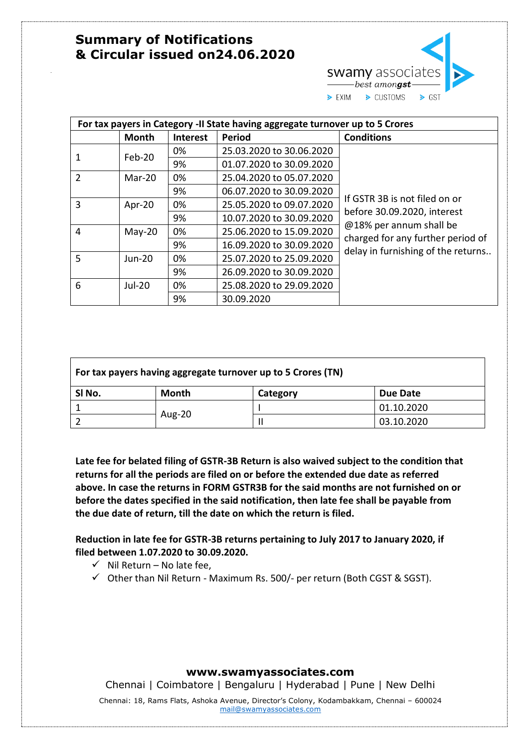# Summary of Notifications & Circular issued on24.06.2020

| For tax payers in Category -II State having aggregate turnover up to 5 Crores | | | | |
|---|---|---|---|---|
| | **Month** | **Interest** | **Period** | **Conditions** |
| 1 | Feb-20 | 0% | 25.03.2020 to 30.06.2020 | If GSTR 3B is not filed on or before 30.09.2020, interest @18% per annum shall be charged for any further period of delay in furnishing of the returns.. |
| | | 9% | 01.07.2020 to 30.09.2020 | |
| 2 | Mar-20 | 0% | 25.04.2020 to 05.07.2020 | |
| | | 9% | 06.07.2020 to 30.09.2020 | |
| 3 | Apr-20 | 0% | 25.05.2020 to 09.07.2020 | |
| | | 9% | 10.07.2020 to 30.09.2020 | |
| 4 | May-20 | 0% | 25.06.2020 to 15.09.2020 | |
| | | 9% | 16.09.2020 to 30.09.2020 | |
| 5 | Jun-20 | 0% | 25.07.2020 to 25.09.2020 | |
| | | 9% | 26.09.2020 to 30.09.2020 | |
| 6 | Jul-20 | 0% | 25.08.2020 to 29.09.2020 | |
| | | 9% | 30.09.2020 | |

| For tax payers having aggregate turnover up to 5 Crores (TN) | | | |
|---|---|---|---|
| **Sl No.** | **Month** | **Category** | **Due Date** |
| 1 | Aug-20 | I | 01.10.2020 |
| 2 | | II | 03.10.2020 |

**Late fee for belated filing of GSTR-3B Return is also waived subject to the condition that returns for all the periods are filed on or before the extended due date as referred above. In case the returns in FORM GSTR3B for the said months are not furnished on or before the dates specified in the said notification, then late fee shall be payable from the due date of return, till the date on which the return is filed.**

**Reduction in late fee for GSTR-3B returns pertaining to July 2017 to January 2020, if filed between 1.07.2020 to 30.09.2020.**

- ✓ Nil Return – No late fee,
- ✓ Other than Nil Return - Maximum Rs. 500/- per return (Both CGST & SGST).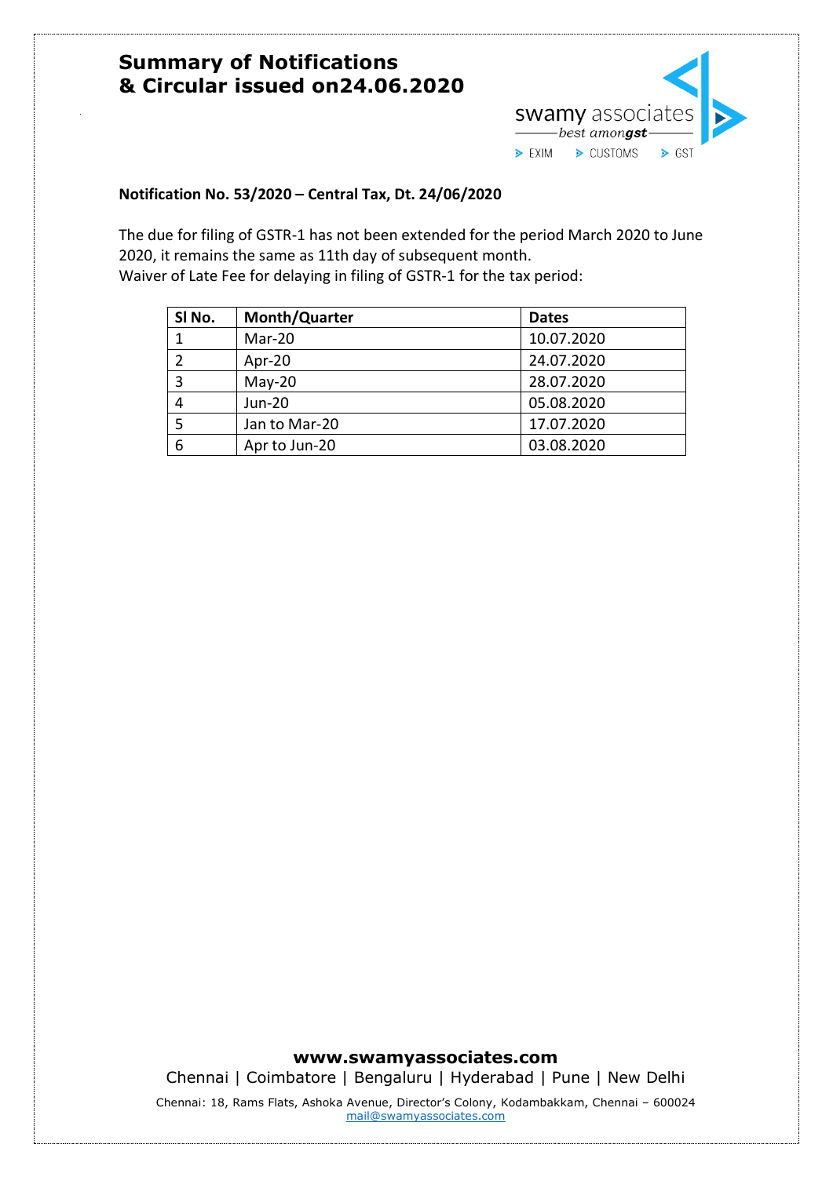# Summary of Notifications & Circular issued on24.06.2020

swamy associates
best amongst
EXIM CUSTOMS GST

**Notification No. 53/2020 – Central Tax, Dt. 24/06/2020**

The due for filing of GSTR-1 has not been extended for the period March 2020 to June 2020, it remains the same as 11th day of subsequent month.
Waiver of Late Fee for delaying in filing of GSTR-1 for the tax period:

| Sl No. | Month/Quarter | Dates |
|---|---|---|
| 1 | Mar-20 | 10.07.2020 |
| 2 | Apr-20 | 24.07.2020 |
| 3 | May-20 | 28.07.2020 |
| 4 | Jun-20 | 05.08.2020 |
| 5 | Jan to Mar-20 | 17.07.2020 |
| 6 | Apr to Jun-20 | 03.08.2020 |

**www.swamyassociates.com**

Chennai | Coimbatore | Bengaluru | Hyderabad | Pune | New Delhi

Chennai: 18, Rams Flats, Ashoka Avenue, Director's Colony, Kodambakkam, Chennai – 600024
mail@swamyassociates.com